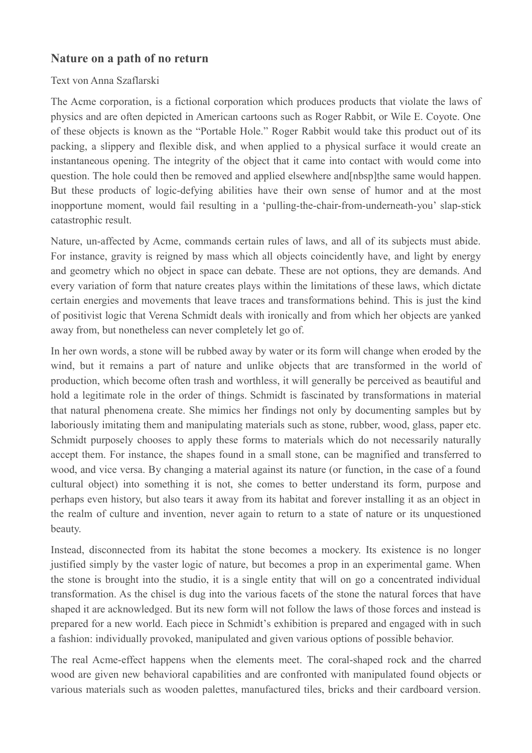## Nature on a path of no return

Text von Anna Szaflarski

The Acme corporation, is a fictional corporation which produces products that violate the laws of physics and are often depicted in American cartoons such as Roger Rabbit, or Wile E. Coyote. One of these objects is known as the "Portable Hole." Roger Rabbit would take this product out of its packing, a slippery and flexible disk, and when applied to a physical surface it would create an instantaneous opening. The integrity of the object that it came into contact with would come into question. The hole could then be removed and applied elsewhere and[nbsp]the same would happen. But these products of logic-defying abilities have their own sense of humor and at the most inopportune moment, would fail resulting in a 'pulling-the-chair-from-underneath-you' slap-stick catastrophic result.

Nature, un-affected by Acme, commands certain rules of laws, and all of its subjects must abide. For instance, gravity is reigned by mass which all objects coincidently have, and light by energy and geometry which no object in space can debate. These are not options, they are demands. And every variation of form that nature creates plays within the limitations of these laws, which dictate certain energies and movements that leave traces and transformations behind. This is just the kind of positivist logic that Verena Schmidt deals with ironically and from which her objects are yanked away from, but nonetheless can never completely let go of.

In her own words, a stone will be rubbed away by water or its form will change when eroded by the wind, but it remains a part of nature and unlike objects that are transformed in the world of production, which become often trash and worthless, it will generally be perceived as beautiful and hold a legitimate role in the order of things. Schmidt is fascinated by transformations in material that natural phenomena create. She mimics her findings not only by documenting samples but by laboriously imitating them and manipulating materials such as stone, rubber, wood, glass, paper etc. Schmidt purposely chooses to apply these forms to materials which do not necessarily naturally accept them. For instance, the shapes found in a small stone, can be magnified and transferred to wood, and vice versa. By changing a material against its nature (or function, in the case of a found cultural object) into something it is not, she comes to better understand its form, purpose and perhaps even history, but also tears it away from its habitat and forever installing it as an object in the realm of culture and invention, never again to return to a state of nature or its unquestioned beauty.

Instead, disconnected from its habitat the stone becomes a mockery. Its existence is no longer justified simply by the vaster logic of nature, but becomes a prop in an experimental game. When the stone is brought into the studio, it is a single entity that will on go a concentrated individual transformation. As the chisel is dug into the various facets of the stone the natural forces that have shaped it are acknowledged. But its new form will not follow the laws of those forces and instead is prepared for a new world. Each piece in Schmidt's exhibition is prepared and engaged with in such a fashion: individually provoked, manipulated and given various options of possible behavior.

The real Acme-effect happens when the elements meet. The coral-shaped rock and the charred wood are given new behavioral capabilities and are confronted with manipulated found objects or various materials such as wooden palettes, manufactured tiles, bricks and their cardboard version.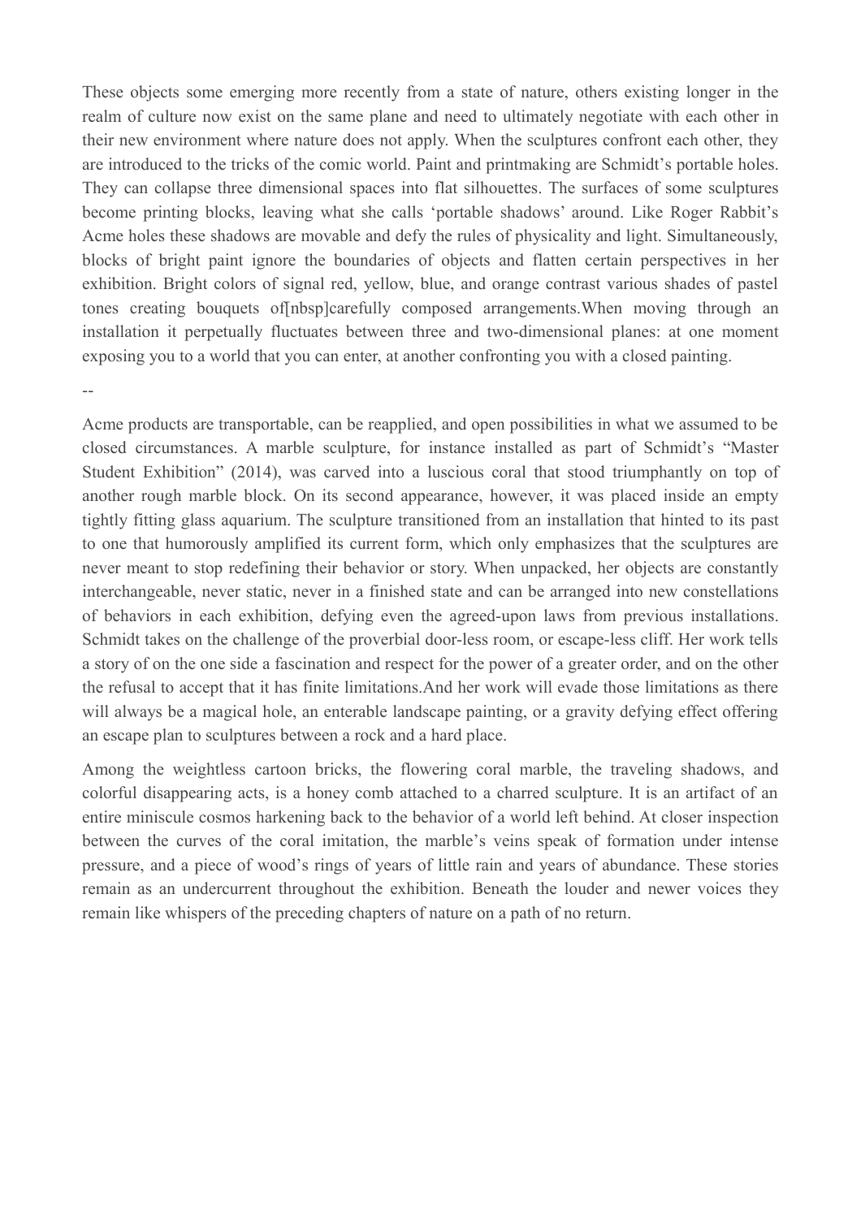These objects some emerging more recently from a state of nature, others existing longer in the realm of culture now exist on the same plane and need to ultimately negotiate with each other in their new environment where nature does not apply. When the sculptures confront each other, they are introduced to the tricks of the comic world. Paint and printmaking are Schmidt's portable holes. They can collapse three dimensional spaces into flat silhouettes. The surfaces of some sculptures become printing blocks, leaving what she calls 'portable shadows' around. Like Roger Rabbit's Acme holes these shadows are movable and defy the rules of physicality and light. Simultaneously, blocks of bright paint ignore the boundaries of objects and flatten certain perspectives in her exhibition. Bright colors of signal red, yellow, blue, and orange contrast various shades of pastel tones creating bouquets of[nbsp]carefully composed arrangements.When moving through an installation it perpetually fluctuates between three and two-dimensional planes: at one moment exposing you to a world that you can enter, at another confronting you with a closed painting.

--

Acme products are transportable, can be reapplied, and open possibilities in what we assumed to be closed circumstances. A marble sculpture, for instance installed as part of Schmidt's "Master Student Exhibition" (2014), was carved into a luscious coral that stood triumphantly on top of another rough marble block. On its second appearance, however, it was placed inside an empty tightly fitting glass aquarium. The sculpture transitioned from an installation that hinted to its past to one that humorously amplified its current form, which only emphasizes that the sculptures are never meant to stop redefining their behavior or story. When unpacked, her objects are constantly interchangeable, never static, never in a finished state and can be arranged into new constellations of behaviors in each exhibition, defying even the agreed-upon laws from previous installations. Schmidt takes on the challenge of the proverbial door-less room, or escape-less cliff. Her work tells a story of on the one side a fascination and respect for the power of a greater order, and on the other the refusal to accept that it has finite limitations.And her work will evade those limitations as there will always be a magical hole, an enterable landscape painting, or a gravity defying effect offering an escape plan to sculptures between a rock and a hard place.

Among the weightless cartoon bricks, the flowering coral marble, the traveling shadows, and colorful disappearing acts, is a honey comb attached to a charred sculpture. It is an artifact of an entire miniscule cosmos harkening back to the behavior of a world left behind. At closer inspection between the curves of the coral imitation, the marble's veins speak of formation under intense pressure, and a piece of wood's rings of years of little rain and years of abundance. These stories remain as an undercurrent throughout the exhibition. Beneath the louder and newer voices they remain like whispers of the preceding chapters of nature on a path of no return.